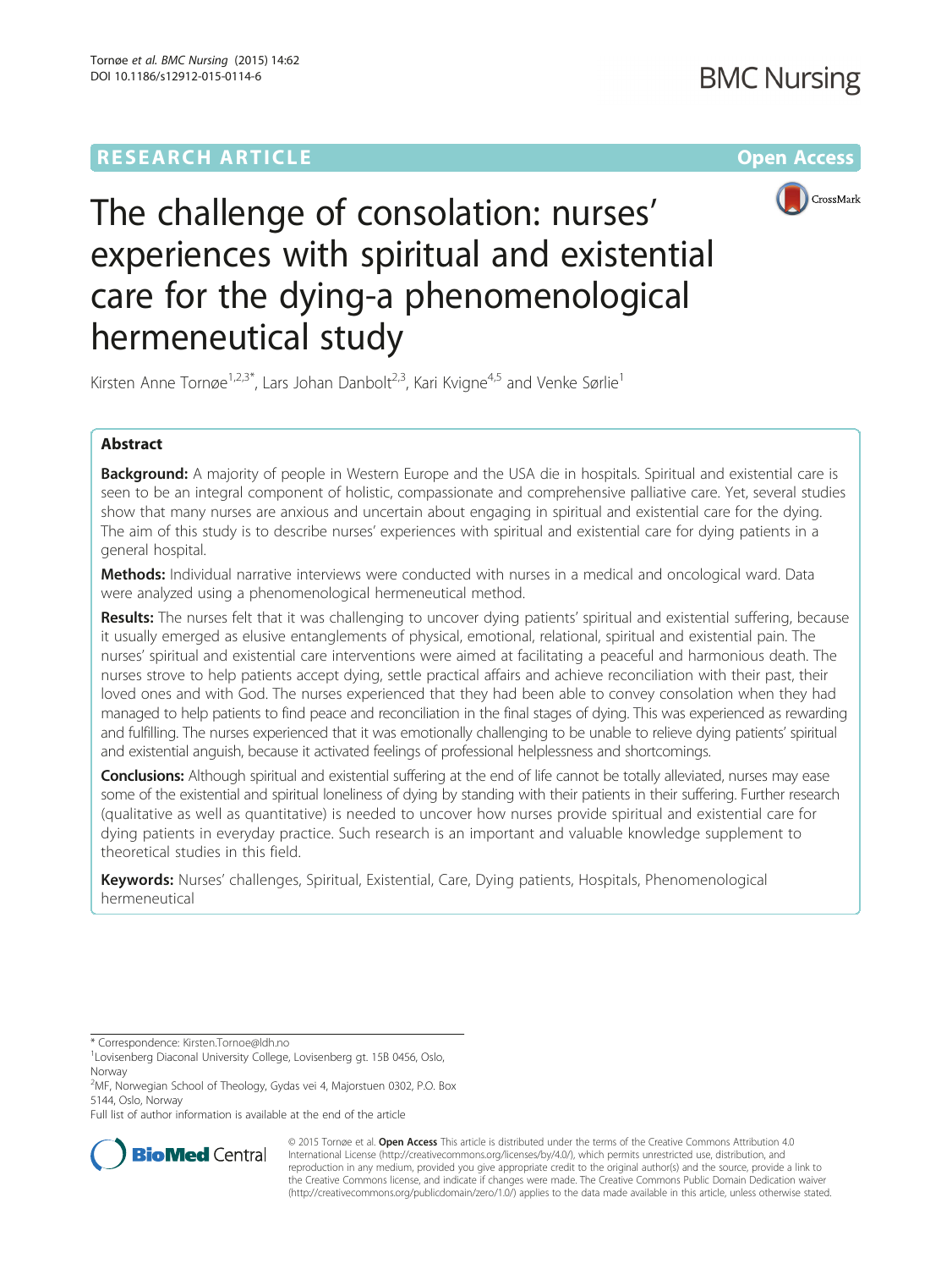RESEARCH ARTICLE **Open Access**

# The challenge of consolation: nurses' experiences with spiritual and existential care for the dying-a phenomenological hermeneutical study

Kirsten Anne Tornøe[1,2,3*], Lars Johan Danbolt[2,3], Kari Kvigne[4,5] and Venke Sørlie[1]

## Abstract

**Background:** A majority of people in Western Europe and the USA die in hospitals. Spiritual and existential care is seen to be an integral component of holistic, compassionate and comprehensive palliative care. Yet, several studies show that many nurses are anxious and uncertain about engaging in spiritual and existential care for the dying. The aim of this study is to describe nurses' experiences with spiritual and existential care for dying patients in a general hospital.

**Methods:** Individual narrative interviews were conducted with nurses in a medical and oncological ward. Data were analyzed using a phenomenological hermeneutical method.

**Results:** The nurses felt that it was challenging to uncover dying patients' spiritual and existential suffering, because it usually emerged as elusive entanglements of physical, emotional, relational, spiritual and existential pain. The nurses' spiritual and existential care interventions were aimed at facilitating a peaceful and harmonious death. The nurses strove to help patients accept dying, settle practical affairs and achieve reconciliation with their past, their loved ones and with God. The nurses experienced that they had been able to convey consolation when they had managed to help patients to find peace and reconciliation in the final stages of dying. This was experienced as rewarding and fulfilling. The nurses experienced that it was emotionally challenging to be unable to relieve dying patients' spiritual and existential anguish, because it activated feelings of professional helplessness and shortcomings.

**Conclusions:** Although spiritual and existential suffering at the end of life cannot be totally alleviated, nurses may ease some of the existential and spiritual loneliness of dying by standing with their patients in their suffering. Further research (qualitative as well as quantitative) is needed to uncover how nurses provide spiritual and existential care for dying patients in everyday practice. Such research is an important and valuable knowledge supplement to theoretical studies in this field.

**Keywords:** Nurses' challenges, Spiritual, Existential, Care, Dying patients, Hospitals, Phenomenological hermeneutical

---

\* Correspondence: Kirsten.Tornoe@ldh.no
[1]Lovisenberg Diaconal University College, Lovisenberg gt. 15B 0456, Oslo, Norway
[2]MF, Norwegian School of Theology, Gydas vei 4, Majorstuen 0302, P.O. Box 5144, Oslo, Norway
Full list of author information is available at the end of the article

© 2015 Tornøe et al. **Open Access** This article is distributed under the terms of the Creative Commons Attribution 4.0 International License (http://creativecommons.org/licenses/by/4.0/), which permits unrestricted use, distribution, and reproduction in any medium, provided you give appropriate credit to the original author(s) and the source, provide a link to the Creative Commons license, and indicate if changes were made. The Creative Commons Public Domain Dedication waiver (http://creativecommons.org/publicdomain/zero/1.0/) applies to the data made available in this article, unless otherwise stated.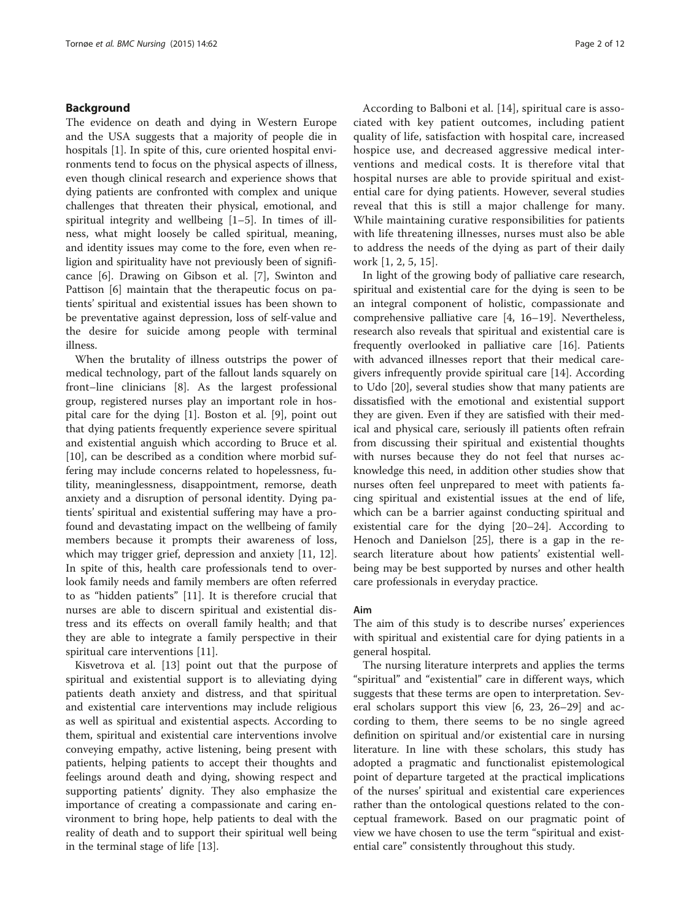## Background

The evidence on death and dying in Western Europe and the USA suggests that a majority of people die in hospitals [1]. In spite of this, cure oriented hospital environments tend to focus on the physical aspects of illness, even though clinical research and experience shows that dying patients are confronted with complex and unique challenges that threaten their physical, emotional, and spiritual integrity and wellbeing [1–5]. In times of illness, what might loosely be called spiritual, meaning, and identity issues may come to the fore, even when religion and spirituality have not previously been of significance [6]. Drawing on Gibson et al. [7], Swinton and Pattison [6] maintain that the therapeutic focus on patients' spiritual and existential issues has been shown to be preventative against depression, loss of self-value and the desire for suicide among people with terminal illness.

When the brutality of illness outstrips the power of medical technology, part of the fallout lands squarely on front–line clinicians [8]. As the largest professional group, registered nurses play an important role in hospital care for the dying [1]. Boston et al. [9], point out that dying patients frequently experience severe spiritual and existential anguish which according to Bruce et al. [10], can be described as a condition where morbid suffering may include concerns related to hopelessness, futility, meaninglessness, disappointment, remorse, death anxiety and a disruption of personal identity. Dying patients' spiritual and existential suffering may have a profound and devastating impact on the wellbeing of family members because it prompts their awareness of loss, which may trigger grief, depression and anxiety [11, 12]. In spite of this, health care professionals tend to overlook family needs and family members are often referred to as "hidden patients" [11]. It is therefore crucial that nurses are able to discern spiritual and existential distress and its effects on overall family health; and that they are able to integrate a family perspective in their spiritual care interventions [11].

Kisvetrova et al. [13] point out that the purpose of spiritual and existential support is to alleviating dying patients death anxiety and distress, and that spiritual and existential care interventions may include religious as well as spiritual and existential aspects. According to them, spiritual and existential care interventions involve conveying empathy, active listening, being present with patients, helping patients to accept their thoughts and feelings around death and dying, showing respect and supporting patients' dignity. They also emphasize the importance of creating a compassionate and caring environment to bring hope, help patients to deal with the reality of death and to support their spiritual well being in the terminal stage of life [13].

According to Balboni et al. [14], spiritual care is associated with key patient outcomes, including patient quality of life, satisfaction with hospital care, increased hospice use, and decreased aggressive medical interventions and medical costs. It is therefore vital that hospital nurses are able to provide spiritual and existential care for dying patients. However, several studies reveal that this is still a major challenge for many. While maintaining curative responsibilities for patients with life threatening illnesses, nurses must also be able to address the needs of the dying as part of their daily work [1, 2, 5, 15].

In light of the growing body of palliative care research, spiritual and existential care for the dying is seen to be an integral component of holistic, compassionate and comprehensive palliative care [4, 16–19]. Nevertheless, research also reveals that spiritual and existential care is frequently overlooked in palliative care [16]. Patients with advanced illnesses report that their medical caregivers infrequently provide spiritual care [14]. According to Udo [20], several studies show that many patients are dissatisfied with the emotional and existential support they are given. Even if they are satisfied with their medical and physical care, seriously ill patients often refrain from discussing their spiritual and existential thoughts with nurses because they do not feel that nurses acknowledge this need, in addition other studies show that nurses often feel unprepared to meet with patients facing spiritual and existential issues at the end of life, which can be a barrier against conducting spiritual and existential care for the dying [20–24]. According to Henoch and Danielson [25], there is a gap in the research literature about how patients' existential wellbeing may be best supported by nurses and other health care professionals in everyday practice.

### Aim

The aim of this study is to describe nurses' experiences with spiritual and existential care for dying patients in a general hospital.

The nursing literature interprets and applies the terms "spiritual" and "existential" care in different ways, which suggests that these terms are open to interpretation. Several scholars support this view [6, 23, 26–29] and according to them, there seems to be no single agreed definition on spiritual and/or existential care in nursing literature. In line with these scholars, this study has adopted a pragmatic and functionalist epistemological point of departure targeted at the practical implications of the nurses' spiritual and existential care experiences rather than the ontological questions related to the conceptual framework. Based on our pragmatic point of view we have chosen to use the term "spiritual and existential care" consistently throughout this study.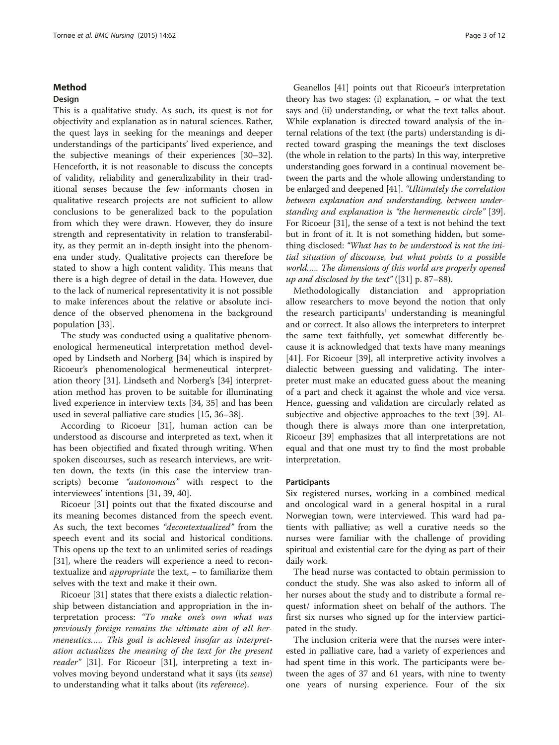## Method

### Design

This is a qualitative study. As such, its quest is not for objectivity and explanation as in natural sciences. Rather, the quest lays in seeking for the meanings and deeper understandings of the participants' lived experience, and the subjective meanings of their experiences [30–32]. Henceforth, it is not reasonable to discuss the concepts of validity, reliability and generalizability in their traditional senses because the few informants chosen in qualitative research projects are not sufficient to allow conclusions to be generalized back to the population from which they were drawn. However, they do insure strength and representativity in relation to transferability, as they permit an in-depth insight into the phenomena under study. Qualitative projects can therefore be stated to show a high content validity. This means that there is a high degree of detail in the data. However, due to the lack of numerical representativity it is not possible to make inferences about the relative or absolute incidence of the observed phenomena in the background population [33].

The study was conducted using a qualitative phenomenological hermeneutical interpretation method developed by Lindseth and Norberg [34] which is inspired by Ricoeur's phenomenological hermeneutical interpretation theory [31]. Lindseth and Norberg's [34] interpretation method has proven to be suitable for illuminating lived experience in interview texts [34, 35] and has been used in several palliative care studies [15, 36–38].

According to Ricoeur [31], human action can be understood as discourse and interpreted as text, when it has been objectified and fixated through writing. When spoken discourses, such as research interviews, are written down, the texts (in this case the interview transcripts) become *"autonomous"* with respect to the interviewees' intentions [31, 39, 40].

Ricoeur [31] points out that the fixated discourse and its meaning becomes distanced from the speech event. As such, the text becomes *"decontextualized"* from the speech event and its social and historical conditions. This opens up the text to an unlimited series of readings [31], where the readers will experience a need to recontextualize and *appropriate* the text, – to familiarize them selves with the text and make it their own.

Ricoeur [31] states that there exists a dialectic relationship between distanciation and appropriation in the interpretation process: *"To make one's own what was previously foreign remains the ultimate aim of all hermeneutics….. This goal is achieved insofar as interpretation actualizes the meaning of the text for the present reader"* [31]. For Ricoeur [31], interpreting a text involves moving beyond understand what it says (its *sense*) to understanding what it talks about (its *reference*).

Geanellos [41] points out that Ricoeur's interpretation theory has two stages: (i) explanation, – or what the text says and (ii) understanding, or what the text talks about. While explanation is directed toward analysis of the internal relations of the text (the parts) understanding is directed toward grasping the meanings the text discloses (the whole in relation to the parts) In this way, interpretive understanding goes forward in a continual movement between the parts and the whole allowing understanding to be enlarged and deepened [41]. *"Ultimately the correlation between explanation and understanding, between understanding and explanation is "the hermeneutic circle"* [39]. For Ricoeur [31], the sense of a text is not behind the text but in front of it. It is not something hidden, but something disclosed: *"What has to be understood is not the initial situation of discourse, but what points to a possible world….. The dimensions of this world are properly opened up and disclosed by the text"* ([31] p. 87–88).

Methodologically distanciation and appropriation allow researchers to move beyond the notion that only the research participants' understanding is meaningful and or correct. It also allows the interpreters to interpret the same text faithfully, yet somewhat differently because it is acknowledged that texts have many meanings [41]. For Ricoeur [39], all interpretive activity involves a dialectic between guessing and validating. The interpreter must make an educated guess about the meaning of a part and check it against the whole and vice versa. Hence, guessing and validation are circularly related as subjective and objective approaches to the text [39]. Although there is always more than one interpretation, Ricoeur [39] emphasizes that all interpretations are not equal and that one must try to find the most probable interpretation.

#### Participants

Six registered nurses, working in a combined medical and oncological ward in a general hospital in a rural Norwegian town, were interviewed. This ward had patients with palliative; as well a curative needs so the nurses were familiar with the challenge of providing spiritual and existential care for the dying as part of their daily work.

The head nurse was contacted to obtain permission to conduct the study. She was also asked to inform all of her nurses about the study and to distribute a formal request/ information sheet on behalf of the authors. The first six nurses who signed up for the interview participated in the study.

The inclusion criteria were that the nurses were interested in palliative care, had a variety of experiences and had spent time in this work. The participants were between the ages of 37 and 61 years, with nine to twenty one years of nursing experience. Four of the six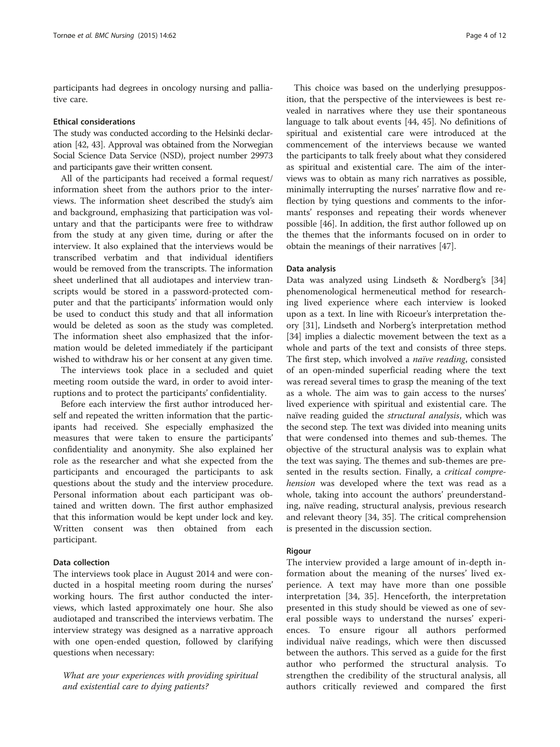participants had degrees in oncology nursing and palliative care.

### Ethical considerations

The study was conducted according to the Helsinki declaration [42, 43]. Approval was obtained from the Norwegian Social Science Data Service (NSD), project number 29973 and participants gave their written consent.

All of the participants had received a formal request/information sheet from the authors prior to the interviews. The information sheet described the study's aim and background, emphasizing that participation was voluntary and that the participants were free to withdraw from the study at any given time, during or after the interview. It also explained that the interviews would be transcribed verbatim and that individual identifiers would be removed from the transcripts. The information sheet underlined that all audiotapes and interview transcripts would be stored in a password-protected computer and that the participants' information would only be used to conduct this study and that all information would be deleted as soon as the study was completed. The information sheet also emphasized that the information would be deleted immediately if the participant wished to withdraw his or her consent at any given time.

The interviews took place in a secluded and quiet meeting room outside the ward, in order to avoid interruptions and to protect the participants' confidentiality.

Before each interview the first author introduced herself and repeated the written information that the participants had received. She especially emphasized the measures that were taken to ensure the participants' confidentiality and anonymity. She also explained her role as the researcher and what she expected from the participants and encouraged the participants to ask questions about the study and the interview procedure. Personal information about each participant was obtained and written down. The first author emphasized that this information would be kept under lock and key. Written consent was then obtained from each participant.

### Data collection

The interviews took place in August 2014 and were conducted in a hospital meeting room during the nurses' working hours. The first author conducted the interviews, which lasted approximately one hour. She also audiotaped and transcribed the interviews verbatim. The interview strategy was designed as a narrative approach with one open-ended question, followed by clarifying questions when necessary:

*What are your experiences with providing spiritual and existential care to dying patients?*

This choice was based on the underlying presupposition, that the perspective of the interviewees is best revealed in narratives where they use their spontaneous language to talk about events [44, 45]. No definitions of spiritual and existential care were introduced at the commencement of the interviews because we wanted the participants to talk freely about what they considered as spiritual and existential care. The aim of the interviews was to obtain as many rich narratives as possible, minimally interrupting the nurses' narrative flow and reflection by tying questions and comments to the informants' responses and repeating their words whenever possible [46]. In addition, the first author followed up on the themes that the informants focused on in order to obtain the meanings of their narratives [47].

### Data analysis

Data was analyzed using Lindseth & Nordberg's [34] phenomenological hermeneutical method for researching lived experience where each interview is looked upon as a text. In line with Ricoeur's interpretation theory [31], Lindseth and Norberg's interpretation method [34] implies a dialectic movement between the text as a whole and parts of the text and consists of three steps. The first step, which involved a *naïve reading*, consisted of an open-minded superficial reading where the text was reread several times to grasp the meaning of the text as a whole. The aim was to gain access to the nurses' lived experience with spiritual and existential care. The naïve reading guided the *structural analysis*, which was the second step. The text was divided into meaning units that were condensed into themes and sub-themes. The objective of the structural analysis was to explain what the text was saying. The themes and sub-themes are presented in the results section. Finally, a *critical comprehension* was developed where the text was read as a whole, taking into account the authors' preunderstanding, naïve reading, structural analysis, previous research and relevant theory [34, 35]. The critical comprehension is presented in the discussion section.

### Rigour

The interview provided a large amount of in-depth information about the meaning of the nurses' lived experience. A text may have more than one possible interpretation [34, 35]. Henceforth, the interpretation presented in this study should be viewed as one of several possible ways to understand the nurses' experiences. To ensure rigour all authors performed individual naïve readings, which were then discussed between the authors. This served as a guide for the first author who performed the structural analysis. To strengthen the credibility of the structural analysis, all authors critically reviewed and compared the first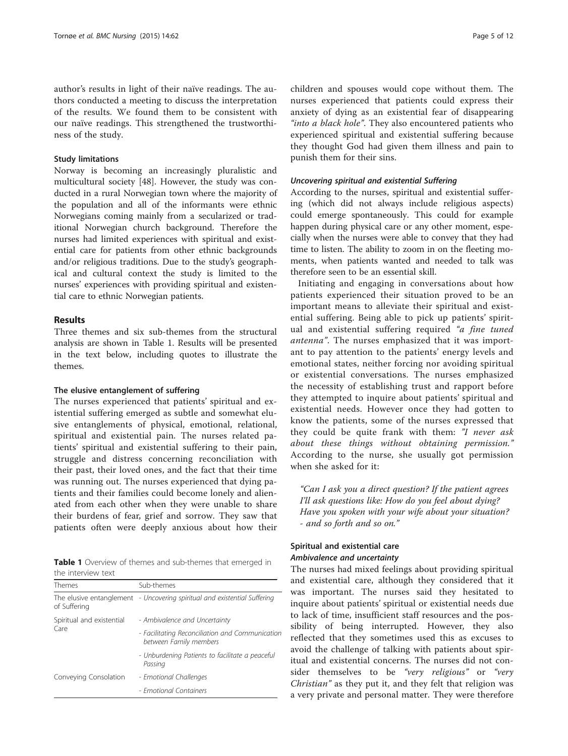author's results in light of their naïve readings. The authors conducted a meeting to discuss the interpretation of the results. We found them to be consistent with our naïve readings. This strengthened the trustworthiness of the study.

#### Study limitations

Norway is becoming an increasingly pluralistic and multicultural society [48]. However, the study was conducted in a rural Norwegian town where the majority of the population and all of the informants were ethnic Norwegians coming mainly from a secularized or traditional Norwegian church background. Therefore the nurses had limited experiences with spiritual and existential care for patients from other ethnic backgrounds and/or religious traditions. Due to the study's geographical and cultural context the study is limited to the nurses' experiences with providing spiritual and existential care to ethnic Norwegian patients.

## Results

Three themes and six sub-themes from the structural analysis are shown in Table 1. Results will be presented in the text below, including quotes to illustrate the themes.

### The elusive entanglement of suffering

The nurses experienced that patients' spiritual and existential suffering emerged as subtle and somewhat elusive entanglements of physical, emotional, relational, spiritual and existential pain. The nurses related patients' spiritual and existential suffering to their pain, struggle and distress concerning reconciliation with their past, their loved ones, and the fact that their time was running out. The nurses experienced that dying patients and their families could become lonely and alienated from each other when they were unable to share their burdens of fear, grief and sorrow. They saw that patients often were deeply anxious about how their children and spouses would cope without them. The nurses experienced that patients could express their anxiety of dying as an existential fear of disappearing *"into a black hole"*. They also encountered patients who experienced spiritual and existential suffering because they thought God had given them illness and pain to punish them for their sins.

**Table 1** Overview of themes and sub-themes that emerged in the interview text

| Themes | Sub-themes |
|---|---|
| The elusive entanglement of Suffering | - *Uncovering spiritual and existential Suffering* |
| Spiritual and existential Care | - *Ambivalence and Uncertainty* |
| | - *Facilitating Reconciliation and Communication between Family members* |
| | - *Unburdening Patients to facilitate a peaceful Passing* |
| Conveying Consolation | - *Emotional Challenges* |
| | - *Emotional Containers* |

#### *Uncovering spiritual and existential Suffering*

According to the nurses, spiritual and existential suffering (which did not always include religious aspects) could emerge spontaneously. This could for example happen during physical care or any other moment, especially when the nurses were able to convey that they had time to listen. The ability to zoom in on the fleeting moments, when patients wanted and needed to talk was therefore seen to be an essential skill.

Initiating and engaging in conversations about how patients experienced their situation proved to be an important means to alleviate their spiritual and existential suffering. Being able to pick up patients' spiritual and existential suffering required *"a fine tuned antenna"*. The nurses emphasized that it was important to pay attention to the patients' energy levels and emotional states, neither forcing nor avoiding spiritual or existential conversations. The nurses emphasized the necessity of establishing trust and rapport before they attempted to inquire about patients' spiritual and existential needs. However once they had gotten to know the patients, some of the nurses expressed that they could be quite frank with them: *"I never ask about these things without obtaining permission."* According to the nurse, she usually got permission when she asked for it:

> *"Can I ask you a direct question? If the patient agrees I'll ask questions like: How do you feel about dying? Have you spoken with your wife about your situation? - and so forth and so on."*

### Spiritual and existential care

#### *Ambivalence and uncertainty*

The nurses had mixed feelings about providing spiritual and existential care, although they considered that it was important. The nurses said they hesitated to inquire about patients' spiritual or existential needs due to lack of time, insufficient staff resources and the possibility of being interrupted. However, they also reflected that they sometimes used this as excuses to avoid the challenge of talking with patients about spiritual and existential concerns. The nurses did not consider themselves to be *"very religious"* or *"very Christian"* as they put it, and they felt that religion was a very private and personal matter. They were therefore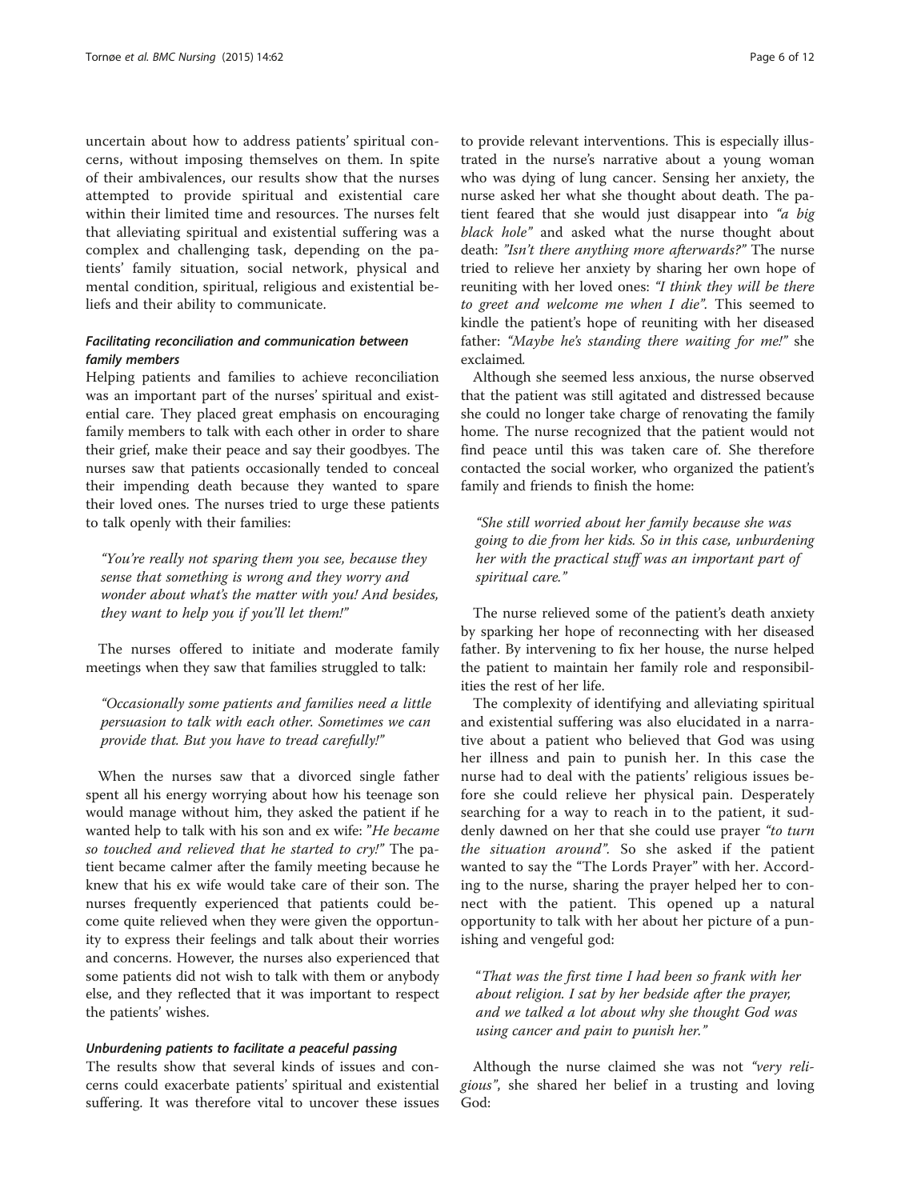uncertain about how to address patients' spiritual concerns, without imposing themselves on them. In spite of their ambivalences, our results show that the nurses attempted to provide spiritual and existential care within their limited time and resources. The nurses felt that alleviating spiritual and existential suffering was a complex and challenging task, depending on the patients' family situation, social network, physical and mental condition, spiritual, religious and existential beliefs and their ability to communicate.

#### *Facilitating reconciliation and communication between family members*

Helping patients and families to achieve reconciliation was an important part of the nurses' spiritual and existential care. They placed great emphasis on encouraging family members to talk with each other in order to share their grief, make their peace and say their goodbyes. The nurses saw that patients occasionally tended to conceal their impending death because they wanted to spare their loved ones. The nurses tried to urge these patients to talk openly with their families:

> *"You're really not sparing them you see, because they sense that something is wrong and they worry and wonder about what's the matter with you! And besides, they want to help you if you'll let them!"*

The nurses offered to initiate and moderate family meetings when they saw that families struggled to talk:

> *"Occasionally some patients and families need a little persuasion to talk with each other. Sometimes we can provide that. But you have to tread carefully!"*

When the nurses saw that a divorced single father spent all his energy worrying about how his teenage son would manage without him, they asked the patient if he wanted help to talk with his son and ex wife: *"He became so touched and relieved that he started to cry!"* The patient became calmer after the family meeting because he knew that his ex wife would take care of their son. The nurses frequently experienced that patients could become quite relieved when they were given the opportunity to express their feelings and talk about their worries and concerns. However, the nurses also experienced that some patients did not wish to talk with them or anybody else, and they reflected that it was important to respect the patients' wishes.

#### *Unburdening patients to facilitate a peaceful passing*

The results show that several kinds of issues and concerns could exacerbate patients' spiritual and existential suffering. It was therefore vital to uncover these issues to provide relevant interventions. This is especially illustrated in the nurse's narrative about a young woman who was dying of lung cancer. Sensing her anxiety, the nurse asked her what she thought about death. The patient feared that she would just disappear into *"a big black hole"* and asked what the nurse thought about death: *"Isn't there anything more afterwards?"* The nurse tried to relieve her anxiety by sharing her own hope of reuniting with her loved ones: *"I think they will be there to greet and welcome me when I die".* This seemed to kindle the patient's hope of reuniting with her diseased father: *"Maybe he's standing there waiting for me!"* she exclaimed.

Although she seemed less anxious, the nurse observed that the patient was still agitated and distressed because she could no longer take charge of renovating the family home. The nurse recognized that the patient would not find peace until this was taken care of. She therefore contacted the social worker, who organized the patient's family and friends to finish the home:

> *"She still worried about her family because she was going to die from her kids. So in this case, unburdening her with the practical stuff was an important part of spiritual care."*

The nurse relieved some of the patient's death anxiety by sparking her hope of reconnecting with her diseased father. By intervening to fix her house, the nurse helped the patient to maintain her family role and responsibilities the rest of her life.

The complexity of identifying and alleviating spiritual and existential suffering was also elucidated in a narrative about a patient who believed that God was using her illness and pain to punish her. In this case the nurse had to deal with the patients' religious issues before she could relieve her physical pain. Desperately searching for a way to reach in to the patient, it suddenly dawned on her that she could use prayer *"to turn the situation around".* So she asked if the patient wanted to say the "The Lords Prayer" with her. According to the nurse, sharing the prayer helped her to connect with the patient. This opened up a natural opportunity to talk with her about her picture of a punishing and vengeful god:

> *"That was the first time I had been so frank with her about religion. I sat by her bedside after the prayer, and we talked a lot about why she thought God was using cancer and pain to punish her."*

Although the nurse claimed she was not *"very religious"*, she shared her belief in a trusting and loving God: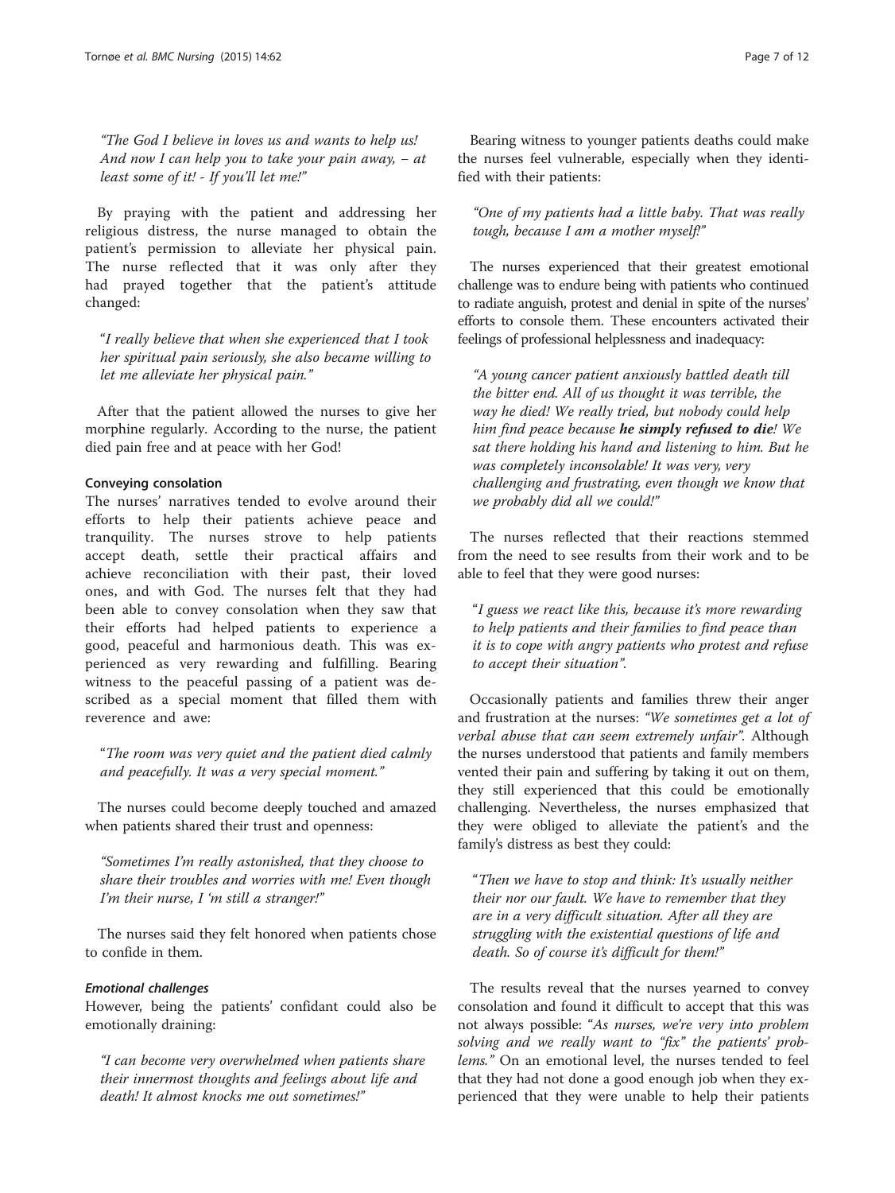*"The God I believe in loves us and wants to help us! And now I can help you to take your pain away, – at least some of it! - If you'll let me!"*

By praying with the patient and addressing her religious distress, the nurse managed to obtain the patient's permission to alleviate her physical pain. The nurse reflected that it was only after they had prayed together that the patient's attitude changed:

*"I really believe that when she experienced that I took her spiritual pain seriously, she also became willing to let me alleviate her physical pain."*

After that the patient allowed the nurses to give her morphine regularly. According to the nurse, the patient died pain free and at peace with her God!

#### Conveying consolation

The nurses' narratives tended to evolve around their efforts to help their patients achieve peace and tranquility. The nurses strove to help patients accept death, settle their practical affairs and achieve reconciliation with their past, their loved ones, and with God. The nurses felt that they had been able to convey consolation when they saw that their efforts had helped patients to experience a good, peaceful and harmonious death. This was experienced as very rewarding and fulfilling. Bearing witness to the peaceful passing of a patient was described as a special moment that filled them with reverence and awe:

*"The room was very quiet and the patient died calmly and peacefully. It was a very special moment."*

The nurses could become deeply touched and amazed when patients shared their trust and openness:

*"Sometimes I'm really astonished, that they choose to share their troubles and worries with me! Even though I'm their nurse, I 'm still a stranger!"*

The nurses said they felt honored when patients chose to confide in them.

##### *Emotional challenges*

However, being the patients' confidant could also be emotionally draining:

*"I can become very overwhelmed when patients share their innermost thoughts and feelings about life and death! It almost knocks me out sometimes!"*

Bearing witness to younger patients deaths could make the nurses feel vulnerable, especially when they identified with their patients:

*"One of my patients had a little baby. That was really tough, because I am a mother myself!"*

The nurses experienced that their greatest emotional challenge was to endure being with patients who continued to radiate anguish, protest and denial in spite of the nurses' efforts to console them. These encounters activated their feelings of professional helplessness and inadequacy:

*"A young cancer patient anxiously battled death till the bitter end. All of us thought it was terrible, the way he died! We really tried, but nobody could help him find peace because* ***he simply refused to die****! We sat there holding his hand and listening to him. But he was completely inconsolable! It was very, very challenging and frustrating, even though we know that we probably did all we could!"*

The nurses reflected that their reactions stemmed from the need to see results from their work and to be able to feel that they were good nurses:

*"I guess we react like this, because it's more rewarding to help patients and their families to find peace than it is to cope with angry patients who protest and refuse to accept their situation".*

Occasionally patients and families threw their anger and frustration at the nurses: *"We sometimes get a lot of verbal abuse that can seem extremely unfair".* Although the nurses understood that patients and family members vented their pain and suffering by taking it out on them, they still experienced that this could be emotionally challenging. Nevertheless, the nurses emphasized that they were obliged to alleviate the patient's and the family's distress as best they could:

*"Then we have to stop and think: It's usually neither their nor our fault. We have to remember that they are in a very difficult situation. After all they are struggling with the existential questions of life and death. So of course it's difficult for them!"*

The results reveal that the nurses yearned to convey consolation and found it difficult to accept that this was not always possible: *"As nurses, we're very into problem solving and we really want to "fix" the patients' problems."* On an emotional level, the nurses tended to feel that they had not done a good enough job when they experienced that they were unable to help their patients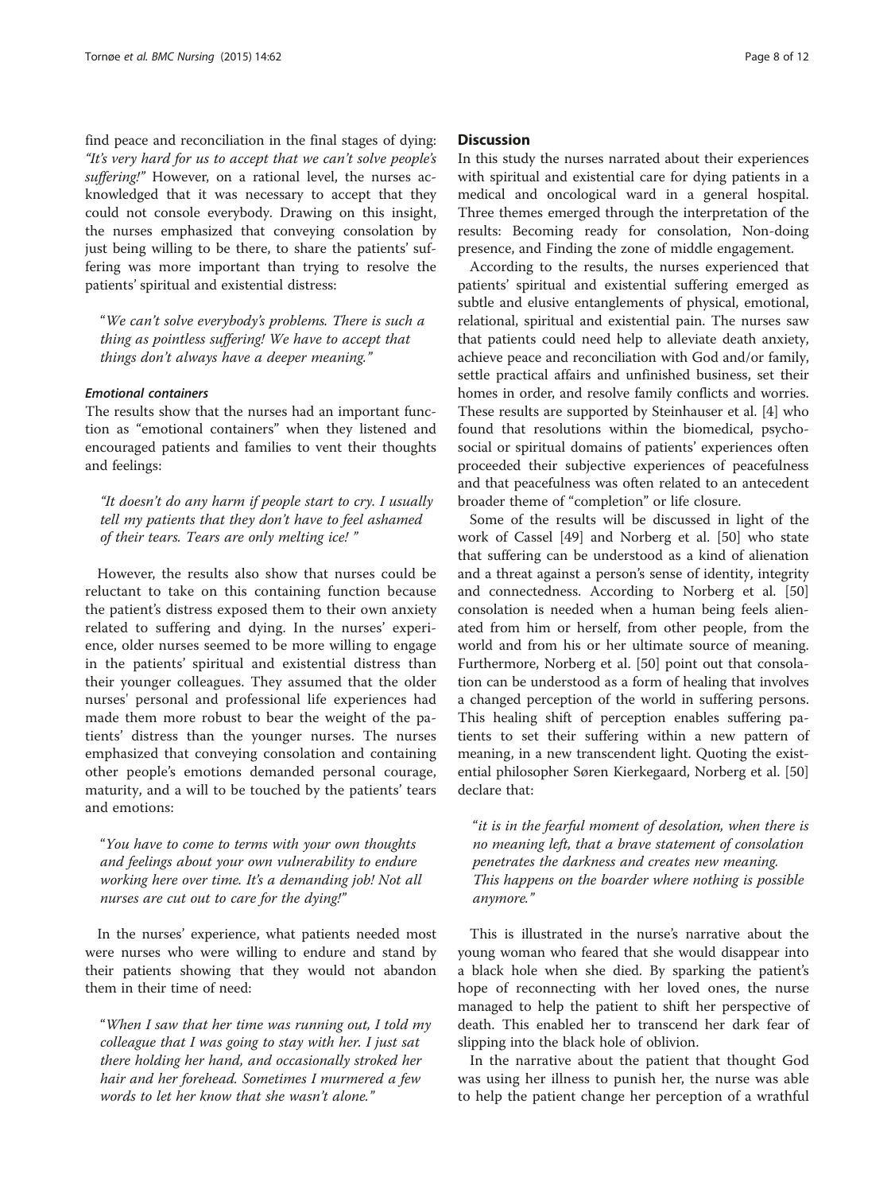find peace and reconciliation in the final stages of dying: *"It's very hard for us to accept that we can't solve people's suffering!"* However, on a rational level, the nurses acknowledged that it was necessary to accept that they could not console everybody. Drawing on this insight, the nurses emphasized that conveying consolation by just being willing to be there, to share the patients' suffering was more important than trying to resolve the patients' spiritual and existential distress:

> "*We can't solve everybody's problems. There is such a thing as pointless suffering! We have to accept that things don't always have a deeper meaning.*"

#### Emotional containers

The results show that the nurses had an important function as "emotional containers" when they listened and encouraged patients and families to vent their thoughts and feelings:

> *"It doesn't do any harm if people start to cry. I usually tell my patients that they don't have to feel ashamed of their tears. Tears are only melting ice! "*

However, the results also show that nurses could be reluctant to take on this containing function because the patient's distress exposed them to their own anxiety related to suffering and dying. In the nurses' experience, older nurses seemed to be more willing to engage in the patients' spiritual and existential distress than their younger colleagues. They assumed that the older nurses' personal and professional life experiences had made them more robust to bear the weight of the patients' distress than the younger nurses. The nurses emphasized that conveying consolation and containing other people's emotions demanded personal courage, maturity, and a will to be touched by the patients' tears and emotions:

> "*You have to come to terms with your own thoughts and feelings about your own vulnerability to endure working here over time. It's a demanding job! Not all nurses are cut out to care for the dying!*"

In the nurses' experience, what patients needed most were nurses who were willing to endure and stand by their patients showing that they would not abandon them in their time of need:

> "*When I saw that her time was running out, I told my colleague that I was going to stay with her. I just sat there holding her hand, and occasionally stroked her hair and her forehead. Sometimes I murmered a few words to let her know that she wasn't alone.*"

## Discussion

In this study the nurses narrated about their experiences with spiritual and existential care for dying patients in a medical and oncological ward in a general hospital. Three themes emerged through the interpretation of the results: Becoming ready for consolation, Non-doing presence, and Finding the zone of middle engagement.

According to the results, the nurses experienced that patients' spiritual and existential suffering emerged as subtle and elusive entanglements of physical, emotional, relational, spiritual and existential pain. The nurses saw that patients could need help to alleviate death anxiety, achieve peace and reconciliation with God and/or family, settle practical affairs and unfinished business, set their homes in order, and resolve family conflicts and worries. These results are supported by Steinhauser et al. [4] who found that resolutions within the biomedical, psychosocial or spiritual domains of patients' experiences often proceeded their subjective experiences of peacefulness and that peacefulness was often related to an antecedent broader theme of "completion" or life closure.

Some of the results will be discussed in light of the work of Cassel [49] and Norberg et al. [50] who state that suffering can be understood as a kind of alienation and a threat against a person's sense of identity, integrity and connectedness. According to Norberg et al. [50] consolation is needed when a human being feels alienated from him or herself, from other people, from the world and from his or her ultimate source of meaning. Furthermore, Norberg et al. [50] point out that consolation can be understood as a form of healing that involves a changed perception of the world in suffering persons. This healing shift of perception enables suffering patients to set their suffering within a new pattern of meaning, in a new transcendent light. Quoting the existential philosopher Søren Kierkegaard, Norberg et al. [50] declare that:

> "*it is in the fearful moment of desolation, when there is no meaning left, that a brave statement of consolation penetrates the darkness and creates new meaning. This happens on the boarder where nothing is possible anymore.*"

This is illustrated in the nurse's narrative about the young woman who feared that she would disappear into a black hole when she died. By sparking the patient's hope of reconnecting with her loved ones, the nurse managed to help the patient to shift her perspective of death. This enabled her to transcend her dark fear of slipping into the black hole of oblivion.

In the narrative about the patient that thought God was using her illness to punish her, the nurse was able to help the patient change her perception of a wrathful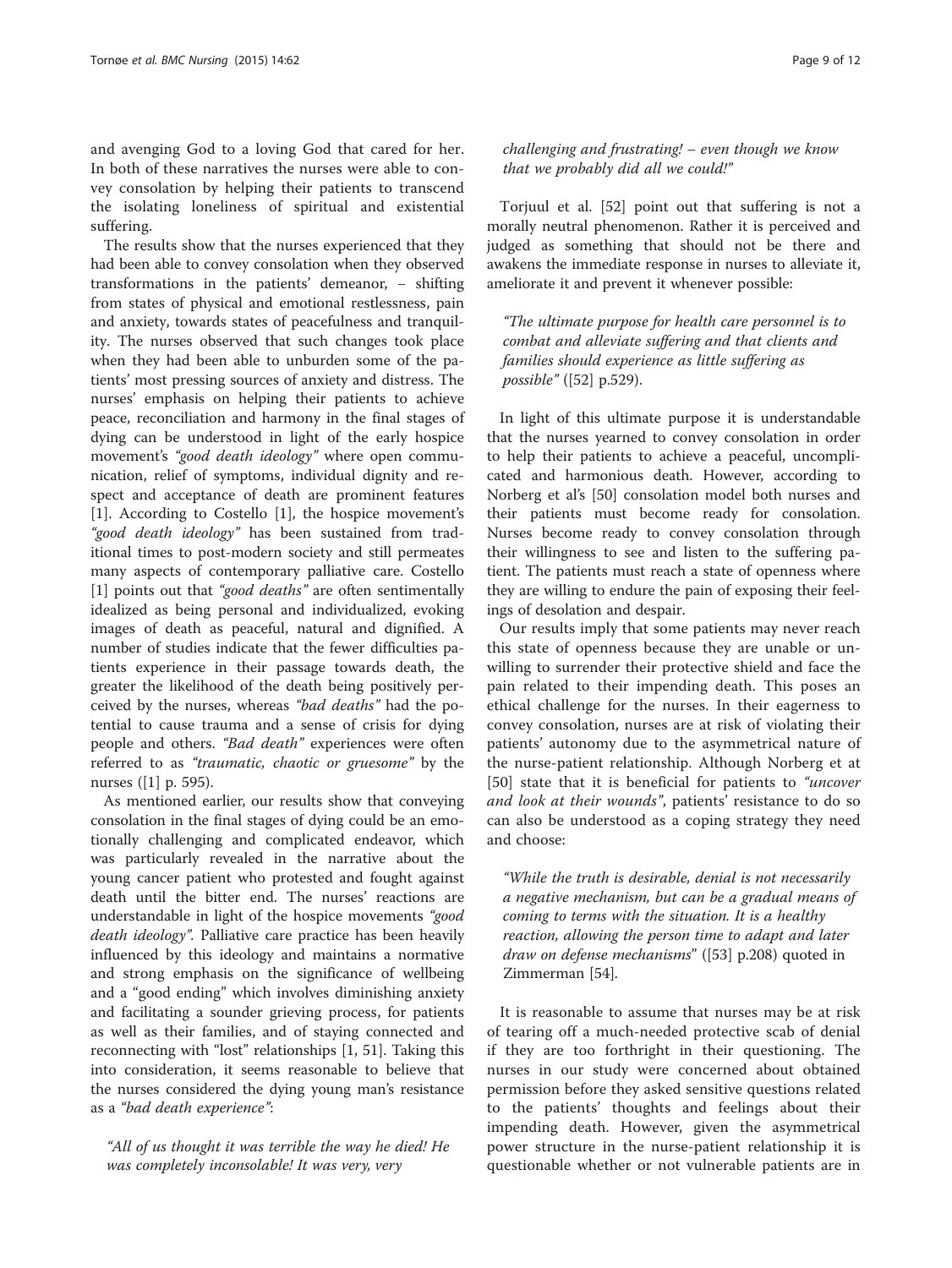and avenging God to a loving God that cared for her. In both of these narratives the nurses were able to convey consolation by helping their patients to transcend the isolating loneliness of spiritual and existential suffering.

The results show that the nurses experienced that they had been able to convey consolation when they observed transformations in the patients' demeanor, – shifting from states of physical and emotional restlessness, pain and anxiety, towards states of peacefulness and tranquility. The nurses observed that such changes took place when they had been able to unburden some of the patients' most pressing sources of anxiety and distress. The nurses' emphasis on helping their patients to achieve peace, reconciliation and harmony in the final stages of dying can be understood in light of the early hospice movement's *"good death ideology"* where open communication, relief of symptoms, individual dignity and respect and acceptance of death are prominent features [1]. According to Costello [1], the hospice movement's *"good death ideology"* has been sustained from traditional times to post-modern society and still permeates many aspects of contemporary palliative care. Costello [1] points out that *"good deaths"* are often sentimentally idealized as being personal and individualized, evoking images of death as peaceful, natural and dignified. A number of studies indicate that the fewer difficulties patients experience in their passage towards death, the greater the likelihood of the death being positively perceived by the nurses, whereas *"bad deaths"* had the potential to cause trauma and a sense of crisis for dying people and others. *"Bad death"* experiences were often referred to as *"traumatic, chaotic or gruesome"* by the nurses ([1] p. 595).

As mentioned earlier, our results show that conveying consolation in the final stages of dying could be an emotionally challenging and complicated endeavor, which was particularly revealed in the narrative about the young cancer patient who protested and fought against death until the bitter end. The nurses' reactions are understandable in light of the hospice movements *"good death ideology"*. Palliative care practice has been heavily influenced by this ideology and maintains a normative and strong emphasis on the significance of wellbeing and a "good ending" which involves diminishing anxiety and facilitating a sounder grieving process, for patients as well as their families, and of staying connected and reconnecting with "lost" relationships [1, 51]. Taking this into consideration, it seems reasonable to believe that the nurses considered the dying young man's resistance as a *"bad death experience"*:

> *"All of us thought it was terrible the way he died! He was completely inconsolable! It was very, very challenging and frustrating! – even though we know that we probably did all we could!"*

Torjuul et al. [52] point out that suffering is not a morally neutral phenomenon. Rather it is perceived and judged as something that should not be there and awakens the immediate response in nurses to alleviate it, ameliorate it and prevent it whenever possible:

> *"The ultimate purpose for health care personnel is to combat and alleviate suffering and that clients and families should experience as little suffering as possible"* ([52] p.529).

In light of this ultimate purpose it is understandable that the nurses yearned to convey consolation in order to help their patients to achieve a peaceful, uncomplicated and harmonious death. However, according to Norberg et al's [50] consolation model both nurses and their patients must become ready for consolation. Nurses become ready to convey consolation through their willingness to see and listen to the suffering patient. The patients must reach a state of openness where they are willing to endure the pain of exposing their feelings of desolation and despair.

Our results imply that some patients may never reach this state of openness because they are unable or unwilling to surrender their protective shield and face the pain related to their impending death. This poses an ethical challenge for the nurses. In their eagerness to convey consolation, nurses are at risk of violating their patients' autonomy due to the asymmetrical nature of the nurse-patient relationship. Although Norberg et at [50] state that it is beneficial for patients to *"uncover and look at their wounds"*, patients' resistance to do so can also be understood as a coping strategy they need and choose:

> *"While the truth is desirable, denial is not necessarily a negative mechanism, but can be a gradual means of coming to terms with the situation. It is a healthy reaction, allowing the person time to adapt and later draw on defense mechanisms"* ([53] p.208) quoted in Zimmerman [54].

It is reasonable to assume that nurses may be at risk of tearing off a much-needed protective scab of denial if they are too forthright in their questioning. The nurses in our study were concerned about obtained permission before they asked sensitive questions related to the patients' thoughts and feelings about their impending death. However, given the asymmetrical power structure in the nurse-patient relationship it is questionable whether or not vulnerable patients are in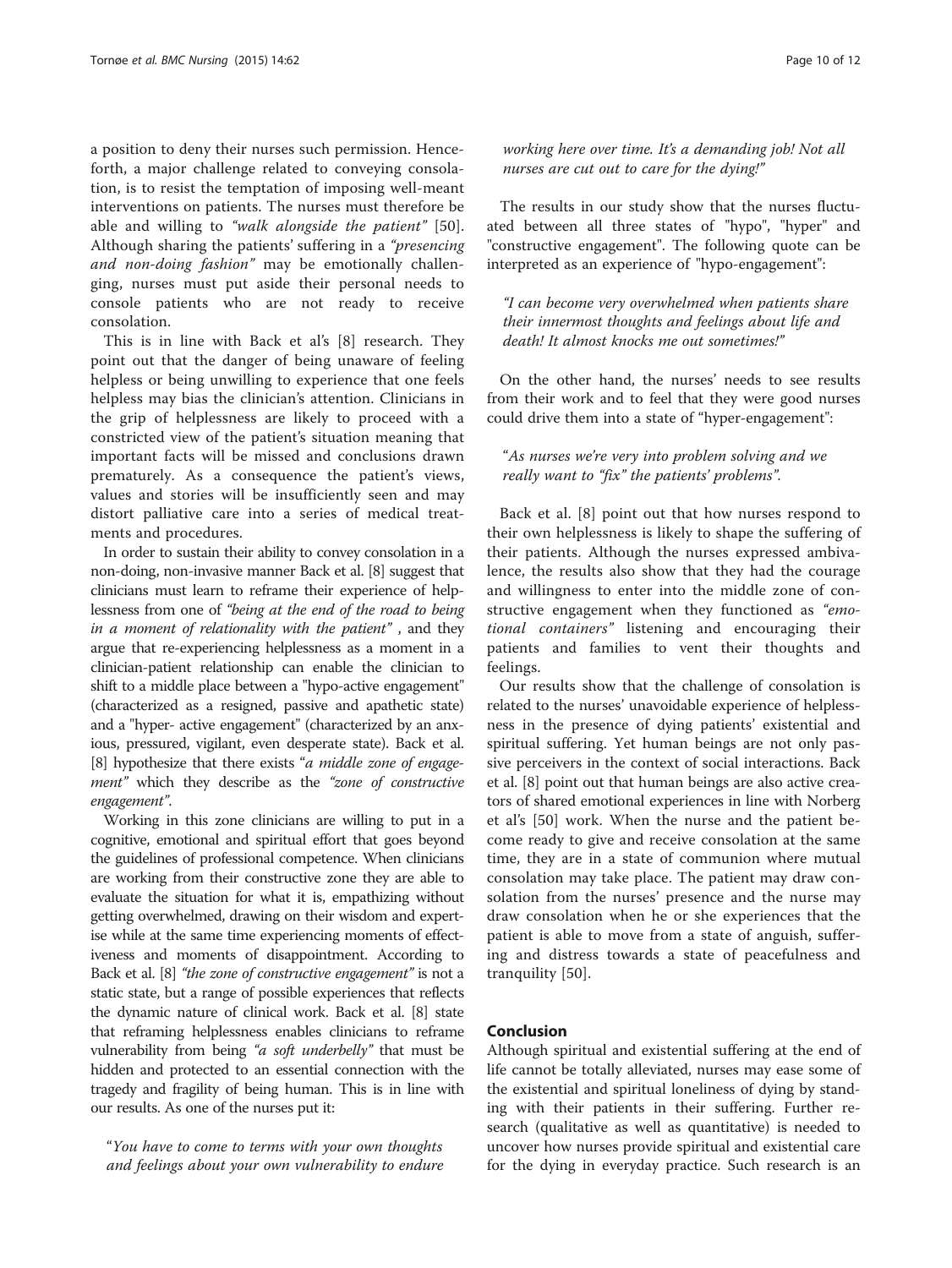a position to deny their nurses such permission. Henceforth, a major challenge related to conveying consolation, is to resist the temptation of imposing well-meant interventions on patients. The nurses must therefore be able and willing to *"walk alongside the patient"* [50]. Although sharing the patients' suffering in a *"presencing and non-doing fashion"* may be emotionally challenging, nurses must put aside their personal needs to console patients who are not ready to receive consolation.

This is in line with Back et al's [8] research. They point out that the danger of being unaware of feeling helpless or being unwilling to experience that one feels helpless may bias the clinician's attention. Clinicians in the grip of helplessness are likely to proceed with a constricted view of the patient's situation meaning that important facts will be missed and conclusions drawn prematurely. As a consequence the patient's views, values and stories will be insufficiently seen and may distort palliative care into a series of medical treatments and procedures.

In order to sustain their ability to convey consolation in a non-doing, non-invasive manner Back et al. [8] suggest that clinicians must learn to reframe their experience of helplessness from one of *"being at the end of the road to being in a moment of relationality with the patient"* , and they argue that re-experiencing helplessness as a moment in a clinician-patient relationship can enable the clinician to shift to a middle place between a "hypo-active engagement" (characterized as a resigned, passive and apathetic state) and a "hyper- active engagement" (characterized by an anxious, pressured, vigilant, even desperate state). Back et al. [8] hypothesize that there exists *"a middle zone of engagement"* which they describe as the *"zone of constructive engagement"*.

Working in this zone clinicians are willing to put in a cognitive, emotional and spiritual effort that goes beyond the guidelines of professional competence. When clinicians are working from their constructive zone they are able to evaluate the situation for what it is, empathizing without getting overwhelmed, drawing on their wisdom and expertise while at the same time experiencing moments of effectiveness and moments of disappointment. According to Back et al. [8] *"the zone of constructive engagement"* is not a static state, but a range of possible experiences that reflects the dynamic nature of clinical work. Back et al. [8] state that reframing helplessness enables clinicians to reframe vulnerability from being *"a soft underbelly"* that must be hidden and protected to an essential connection with the tragedy and fragility of being human. This is in line with our results. As one of the nurses put it:

> *"You have to come to terms with your own thoughts and feelings about your own vulnerability to endure working here over time. It's a demanding job! Not all nurses are cut out to care for the dying!"*

The results in our study show that the nurses fluctuated between all three states of "hypo", "hyper" and "constructive engagement". The following quote can be interpreted as an experience of "hypo-engagement":

> *"I can become very overwhelmed when patients share their innermost thoughts and feelings about life and death! It almost knocks me out sometimes!"*

On the other hand, the nurses' needs to see results from their work and to feel that they were good nurses could drive them into a state of "hyper-engagement":

> *"As nurses we're very into problem solving and we really want to "fix" the patients' problems".*

Back et al. [8] point out that how nurses respond to their own helplessness is likely to shape the suffering of their patients. Although the nurses expressed ambivalence, the results also show that they had the courage and willingness to enter into the middle zone of constructive engagement when they functioned as *"emotional containers"* listening and encouraging their patients and families to vent their thoughts and feelings.

Our results show that the challenge of consolation is related to the nurses' unavoidable experience of helplessness in the presence of dying patients' existential and spiritual suffering. Yet human beings are not only passive perceivers in the context of social interactions. Back et al. [8] point out that human beings are also active creators of shared emotional experiences in line with Norberg et al's [50] work. When the nurse and the patient become ready to give and receive consolation at the same time, they are in a state of communion where mutual consolation may take place. The patient may draw consolation from the nurses' presence and the nurse may draw consolation when he or she experiences that the patient is able to move from a state of anguish, suffering and distress towards a state of peacefulness and tranquility [50].

## Conclusion

Although spiritual and existential suffering at the end of life cannot be totally alleviated, nurses may ease some of the existential and spiritual loneliness of dying by standing with their patients in their suffering. Further research (qualitative as well as quantitative) is needed to uncover how nurses provide spiritual and existential care for the dying in everyday practice. Such research is an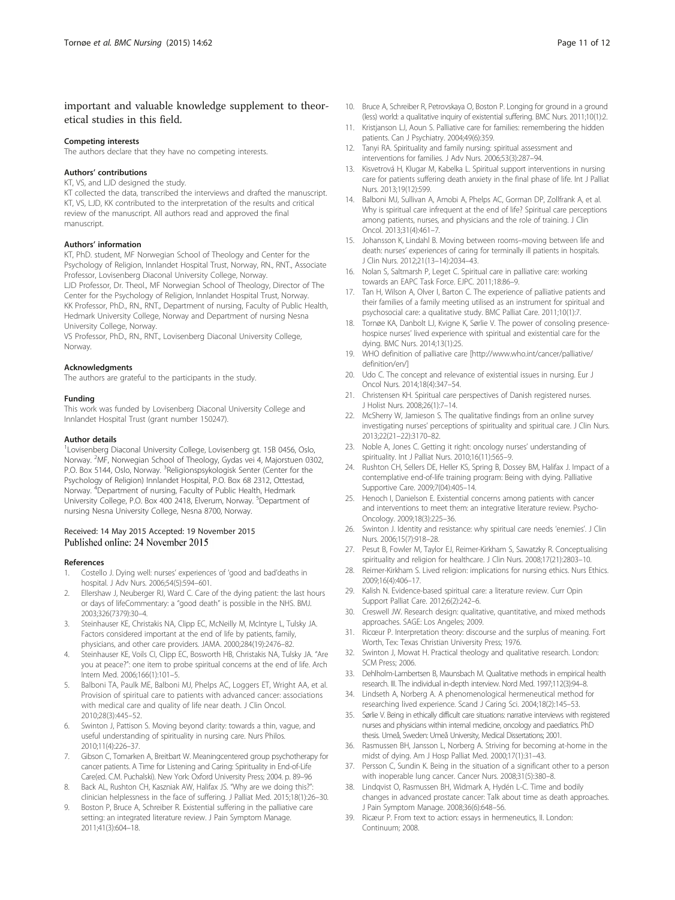important and valuable knowledge supplement to theoretical studies in this field.

### Competing interests

The authors declare that they have no competing interests.

### Authors' contributions

KT, VS, and LJD designed the study.

KT collected the data, transcribed the interviews and drafted the manuscript. KT, VS, LJD, KK contributed to the interpretation of the results and critical review of the manuscript. All authors read and approved the final manuscript.

### Authors' information

KT, PhD. student, MF Norwegian School of Theology and Center for the Psychology of Religion, Innlandet Hospital Trust, Norway, RN., RNT., Associate Professor, Lovisenberg Diaconal University College, Norway.

LJD Professor, Dr. Theol., MF Norwegian School of Theology, Director of The Center for the Psychology of Religion, Innlandet Hospital Trust, Norway.

KK Professor, PhD., RN., RNT., Department of nursing, Faculty of Public Health, Hedmark University College, Norway and Department of nursing Nesna University College, Norway.

VS Professor, PhD., RN., RNT., Lovisenberg Diaconal University College, Norway.

### Acknowledgments

The authors are grateful to the participants in the study.

### Funding

This work was funded by Lovisenberg Diaconal University College and Innlandet Hospital Trust (grant number 150247).

### Author details

[1]Lovisenberg Diaconal University College, Lovisenberg gt. 15B 0456, Oslo, Norway. [2]MF, Norwegian School of Theology, Gydas vei 4, Majorstuen 0302, P.O. Box 5144, Oslo, Norway. [3]Religionspsykologisk Senter (Center for the Psychology of Religion) Innlandet Hospital, P.O. Box 68 2312, Ottestad, Norway. [4]Department of nursing, Faculty of Public Health, Hedmark University College, P.O. Box 400 2418, Elverum, Norway. [5]Department of nursing Nesna University College, Nesna 8700, Norway.

Received: 14 May 2015 Accepted: 19 November 2015
Published online: 24 November 2015

### References

1. Costello J. Dying well: nurses' experiences of 'good and bad'deaths in hospital. J Adv Nurs. 2006;54(5):594–601.
2. Ellershaw J, Neuberger RJ, Ward C. Care of the dying patient: the last hours or days of lifeCommentary: a "good death" is possible in the NHS. BMJ. 2003;326(7379):30–4.
3. Steinhauser KE, Christakis NA, Clipp EC, McNeilly M, McIntyre L, Tulsky JA. Factors considered important at the end of life by patients, family, physicians, and other care providers. JAMA. 2000;284(19):2476–82.
4. Steinhauser KE, Voils CI, Clipp EC, Bosworth HB, Christakis NA, Tulsky JA. "Are you at peace?": one item to probe spiritual concerns at the end of life. Arch Intern Med. 2006;166(1):101–5.
5. Balboni TA, Paulk ME, Balboni MJ, Phelps AC, Loggers ET, Wright AA, et al. Provision of spiritual care to patients with advanced cancer: associations with medical care and quality of life near death. J Clin Oncol. 2010;28(3):445–52.
6. Swinton J, Pattison S. Moving beyond clarity: towards a thin, vague, and useful understanding of spirituality in nursing care. Nurs Philos. 2010;11(4):226–37.
7. Gibson C, Tomarken A, Breitbart W. Meaningcentered group psychotherapy for cancer patients. A Time for Listening and Caring: Spirituality in End-of-Life Care(ed. C.M. Puchalski). New York: Oxford University Press; 2004. p. 89–96
8. Back AL, Rushton CH, Kaszniak AW, Halifax JS. "Why are we doing this?": clinician helplessness in the face of suffering. J Palliat Med. 2015;18(1):26–30.
9. Boston P, Bruce A, Schreiber R. Existential suffering in the palliative care setting: an integrated literature review. J Pain Symptom Manage. 2011;41(3):604–18.
10. Bruce A, Schreiber R, Petrovskaya O, Boston P. Longing for ground in a ground (less) world: a qualitative inquiry of existential suffering. BMC Nurs. 2011;10(1):2.
11. Kristjanson LJ, Aoun S. Palliative care for families: remembering the hidden patients. Can J Psychiatry. 2004;49(6):359.
12. Tanyi RA. Spirituality and family nursing: spiritual assessment and interventions for families. J Adv Nurs. 2006;53(3):287–94.
13. Kisvetrová H, Klugar M, Kabelka L. Spiritual support interventions in nursing care for patients suffering death anxiety in the final phase of life. Int J Palliat Nurs. 2013;19(12):599.
14. Balboni MJ, Sullivan A, Amobi A, Phelps AC, Gorman DP, Zollfrank A, et al. Why is spiritual care infrequent at the end of life? Spiritual care perceptions among patients, nurses, and physicians and the role of training. J Clin Oncol. 2013;31(4):461–7.
15. Johansson K, Lindahl B. Moving between rooms–moving between life and death: nurses' experiences of caring for terminally ill patients in hospitals. J Clin Nurs. 2012;21(13–14):2034–43.
16. Nolan S, Saltmarsh P, Leget C. Spiritual care in palliative care: working towards an EAPC Task Force. EJPC. 2011;18:86–9.
17. Tan H, Wilson A, Olver I, Barton C. The experience of palliative patients and their families of a family meeting utilised as an instrument for spiritual and psychosocial care: a qualitative study. BMC Palliat Care. 2011;10(1):7.
18. Tornøe KA, Danbolt LJ, Kvigne K, Sørlie V. The power of consoling presence-hospice nurses' lived experience with spiritual and existential care for the dying. BMC Nurs. 2014;13(1):25.
19. WHO definition of palliative care [http://www.who.int/cancer/palliative/definition/en/]
20. Udo C. The concept and relevance of existential issues in nursing. Eur J Oncol Nurs. 2014;18(4):347–54.
21. Christensen KH. Spiritual care perspectives of Danish registered nurses. J Holist Nurs. 2008;26(1):7–14.
22. McSherry W, Jamieson S. The qualitative findings from an online survey investigating nurses' perceptions of spirituality and spiritual care. J Clin Nurs. 2013;22(21–22):3170–82.
23. Noble A, Jones C. Getting it right: oncology nurses' understanding of spirituality. Int J Palliat Nurs. 2010;16(11):565–9.
24. Rushton CH, Sellers DE, Heller KS, Spring B, Dossey BM, Halifax J. Impact of a contemplative end-of-life training program: Being with dying. Palliative Supportive Care. 2009;7(04):405–14.
25. Henoch I, Danielson E. Existential concerns among patients with cancer and interventions to meet them: an integrative literature review. Psycho-Oncology. 2009;18(3):225–36.
26. Swinton J. Identity and resistance: why spiritual care needs 'enemies'. J Clin Nurs. 2006;15(7):918–28.
27. Pesut B, Fowler M, Taylor EJ, Reimer-Kirkham S, Sawatzky R. Conceptualising spirituality and religion for healthcare. J Clin Nurs. 2008;17(21):2803–10.
28. Reimer-Kirkham S. Lived religion: implications for nursing ethics. Nurs Ethics. 2009;16(4):406–17.
29. Kalish N. Evidence-based spiritual care: a literature review. Curr Opin Support Palliat Care. 2012;6(2):242–6.
30. Creswell JW. Research design: qualitative, quantitative, and mixed methods approaches. SAGE: Los Angeles; 2009.
31. Ricœur P. Interpretation theory: discourse and the surplus of meaning. Fort Worth, Tex: Texas Christian University Press; 1976.
32. Swinton J, Mowat H. Practical theology and qualitative research. London: SCM Press; 2006.
33. Dehlholm-Lambertsen B, Maunsbach M. Qualitative methods in empirical health research. III. The individual in-depth interview. Nord Med. 1997;112(3):94–8.
34. Lindseth A, Norberg A. A phenomenological hermeneutical method for researching lived experience. Scand J Caring Sci. 2004;18(2):145–53.
35. Sørlie V. Being in ethically difficult care situations: narrative interviews with registered nurses and physicians within internal medicine, oncology and paediatrics. PhD thesis. Umeå, Sweden: Umeå University, Medical Dissertations; 2001.
36. Rasmussen BH, Jansson L, Norberg A. Striving for becoming at-home in the midst of dying. Am J Hosp Palliat Med. 2000;17(1):31–43.
37. Persson C, Sundin K. Being in the situation of a significant other to a person with inoperable lung cancer. Cancer Nurs. 2008;31(5):380–8.
38. Lindqvist O, Rasmussen BH, Widmark A, Hydén L-C. Time and bodily changes in advanced prostate cancer: Talk about time as death approaches. J Pain Symptom Manage. 2008;36(6):648–56.
39. Ricæur P. From text to action: essays in hermeneutics, II. London: Continuum; 2008.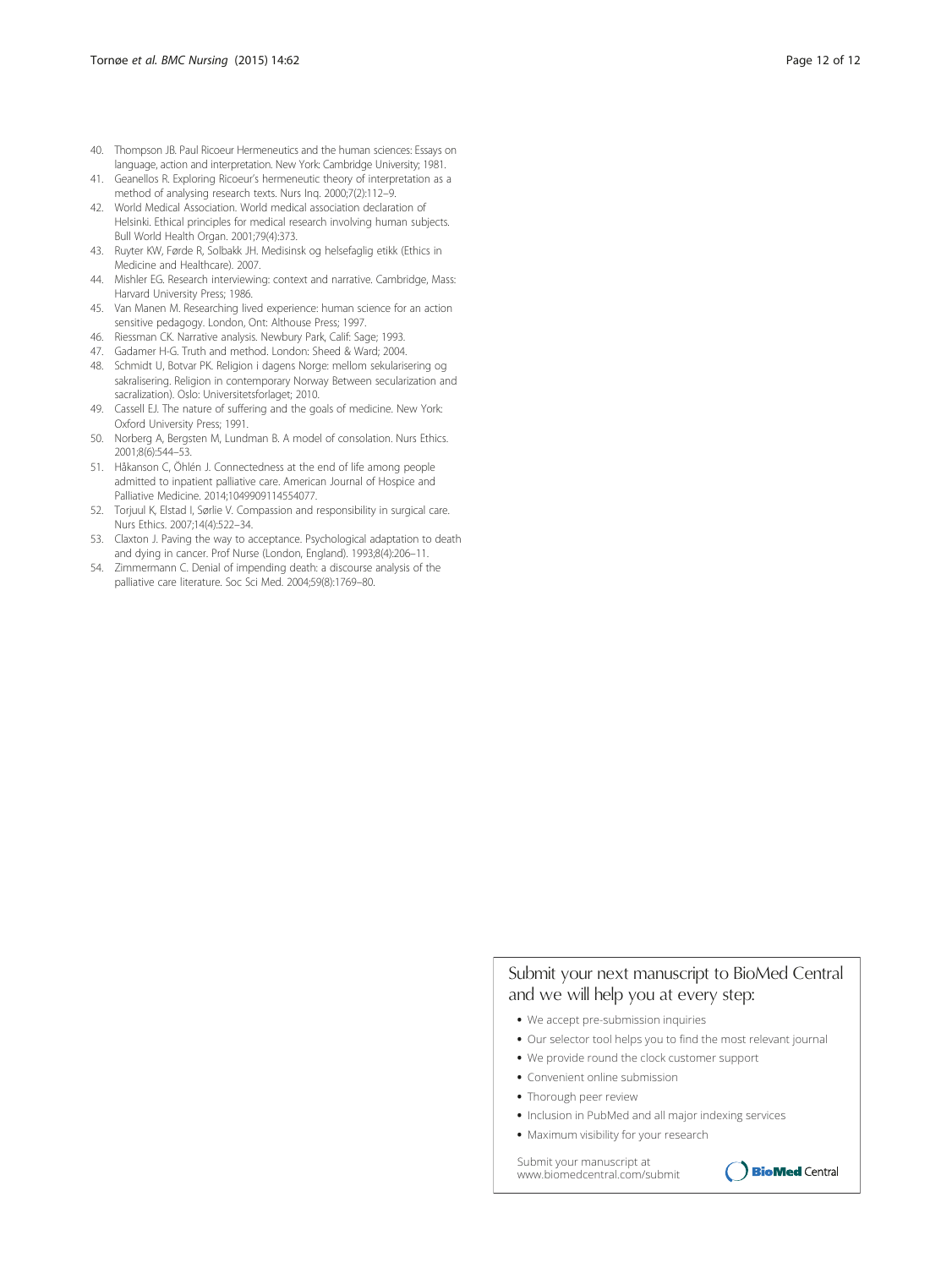40. Thompson JB. Paul Ricoeur Hermeneutics and the human sciences: Essays on language, action and interpretation. New York: Cambridge University; 1981.
41. Geanellos R. Exploring Ricoeur's hermeneutic theory of interpretation as a method of analysing research texts. Nurs Inq. 2000;7(2):112–9.
42. World Medical Association. World medical association declaration of Helsinki. Ethical principles for medical research involving human subjects. Bull World Health Organ. 2001;79(4):373.
43. Ruyter KW, Førde R, Solbakk JH. Medisinsk og helsefaglig etikk (Ethics in Medicine and Healthcare). 2007.
44. Mishler EG. Research interviewing: context and narrative. Cambridge, Mass: Harvard University Press; 1986.
45. Van Manen M. Researching lived experience: human science for an action sensitive pedagogy. London, Ont: Althouse Press; 1997.
46. Riessman CK. Narrative analysis. Newbury Park, Calif: Sage; 1993.
47. Gadamer H-G. Truth and method. London: Sheed & Ward; 2004.
48. Schmidt U, Botvar PK. Religion i dagens Norge: mellom sekularisering og sakralisering. Religion in contemporary Norway Between secularization and sacralization). Oslo: Universitetsforlaget; 2010.
49. Cassell EJ. The nature of suffering and the goals of medicine. New York: Oxford University Press; 1991.
50. Norberg A, Bergsten M, Lundman B. A model of consolation. Nurs Ethics. 2001;8(6):544–53.
51. Håkanson C, Öhlén J. Connectedness at the end of life among people admitted to inpatient palliative care. American Journal of Hospice and Palliative Medicine. 2014;1049909114554077.
52. Torjuul K, Elstad I, Sørlie V. Compassion and responsibility in surgical care. Nurs Ethics. 2007;14(4):522–34.
53. Claxton J. Paving the way to acceptance. Psychological adaptation to death and dying in cancer. Prof Nurse (London, England). 1993;8(4):206–11.
54. Zimmermann C. Denial of impending death: a discourse analysis of the palliative care literature. Soc Sci Med. 2004;59(8):1769–80.

Submit your next manuscript to BioMed Central and we will help you at every step:

- We accept pre-submission inquiries
- Our selector tool helps you to find the most relevant journal
- We provide round the clock customer support
- Convenient online submission
- Thorough peer review
- Inclusion in PubMed and all major indexing services
- Maximum visibility for your research

Submit your manuscript at www.biomedcentral.com/submit

BioMed Central